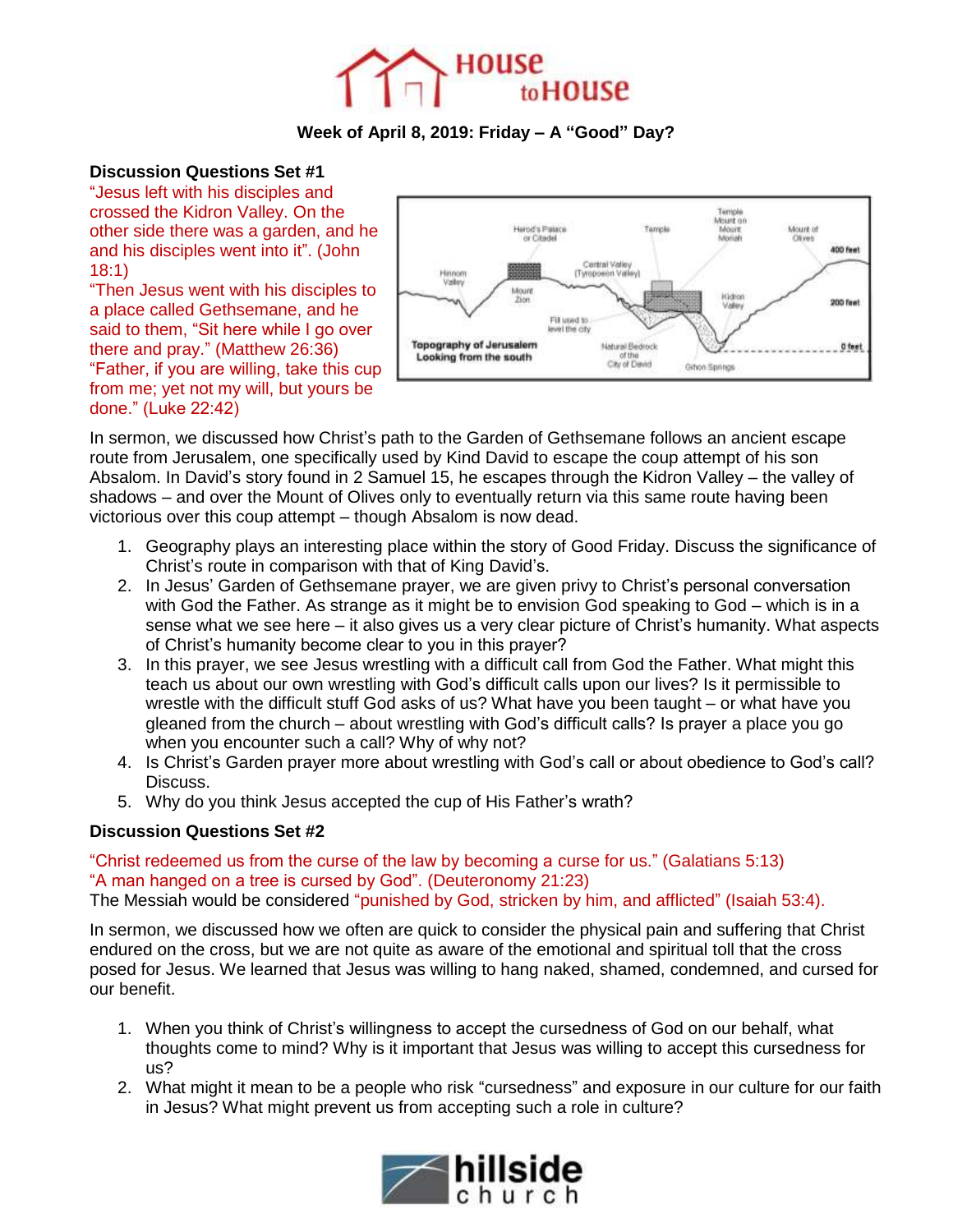# House to House

**Week of April 8, 2019: Friday – A "Good" Day?**

**Discussion Questions Set #1**

"Jesus left with his disciples and crossed the Kidron Valley. On the other side there was a garden, and he and his disciples went into it". (John 18:1)

"Then Jesus went with his disciples to a place called Gethsemane, and he said to them, "Sit here while I go over there and pray." (Matthew 26:36)

"Father, if you are willing, take this cup from me; yet not my will, but yours be done." (Luke 22:42)

In sermon, we discussed how Christ's path to the Garden of Gethsemane follows an ancient escape route from Jerusalem, one specifically used by Kind David to escape the coup attempt of his son Absalom. In David's story found in 2 Samuel 15, he escapes through the Kidron Valley – the valley of shadows – and over the Mount of Olives only to eventually return via this same route having been victorious over this coup attempt – though Absalom is now dead.

1. Geography plays an interesting place within the story of Good Friday. Discuss the significance of Christ's route in comparison with that of King David's.
2. In Jesus' Garden of Gethsemane prayer, we are given privy to Christ's personal conversation with God the Father. As strange as it might be to envision God speaking to God – which is in a sense what we see here – it also gives us a very clear picture of Christ's humanity. What aspects of Christ's humanity become clear to you in this prayer?
3. In this prayer, we see Jesus wrestling with a difficult call from God the Father. What might this teach us about our own wrestling with God's difficult calls upon our lives? Is it permissible to wrestle with the difficult stuff God asks of us? What have you been taught – or what have you gleaned from the church – about wrestling with God's difficult calls? Is prayer a place you go when you encounter such a call? Why of why not?
4. Is Christ's Garden prayer more about wrestling with God's call or about obedience to God's call? Discuss.
5. Why do you think Jesus accepted the cup of His Father's wrath?

**Discussion Questions Set #2**

"Christ redeemed us from the curse of the law by becoming a curse for us." (Galatians 5:13)
"A man hanged on a tree is cursed by God". (Deuteronomy 21:23)
The Messiah would be considered "punished by God, stricken by him, and afflicted" (Isaiah 53:4).

In sermon, we discussed how we often are quick to consider the physical pain and suffering that Christ endured on the cross, but we are not quite as aware of the emotional and spiritual toll that the cross posed for Jesus. We learned that Jesus was willing to hang naked, shamed, condemned, and cursed for our benefit.

1. When you think of Christ's willingness to accept the cursedness of God on our behalf, what thoughts come to mind? Why is it important that Jesus was willing to accept this cursedness for us?
2. What might it mean to be a people who risk "cursedness" and exposure in our culture for our faith in Jesus? What might prevent us from accepting such a role in culture?

hillside church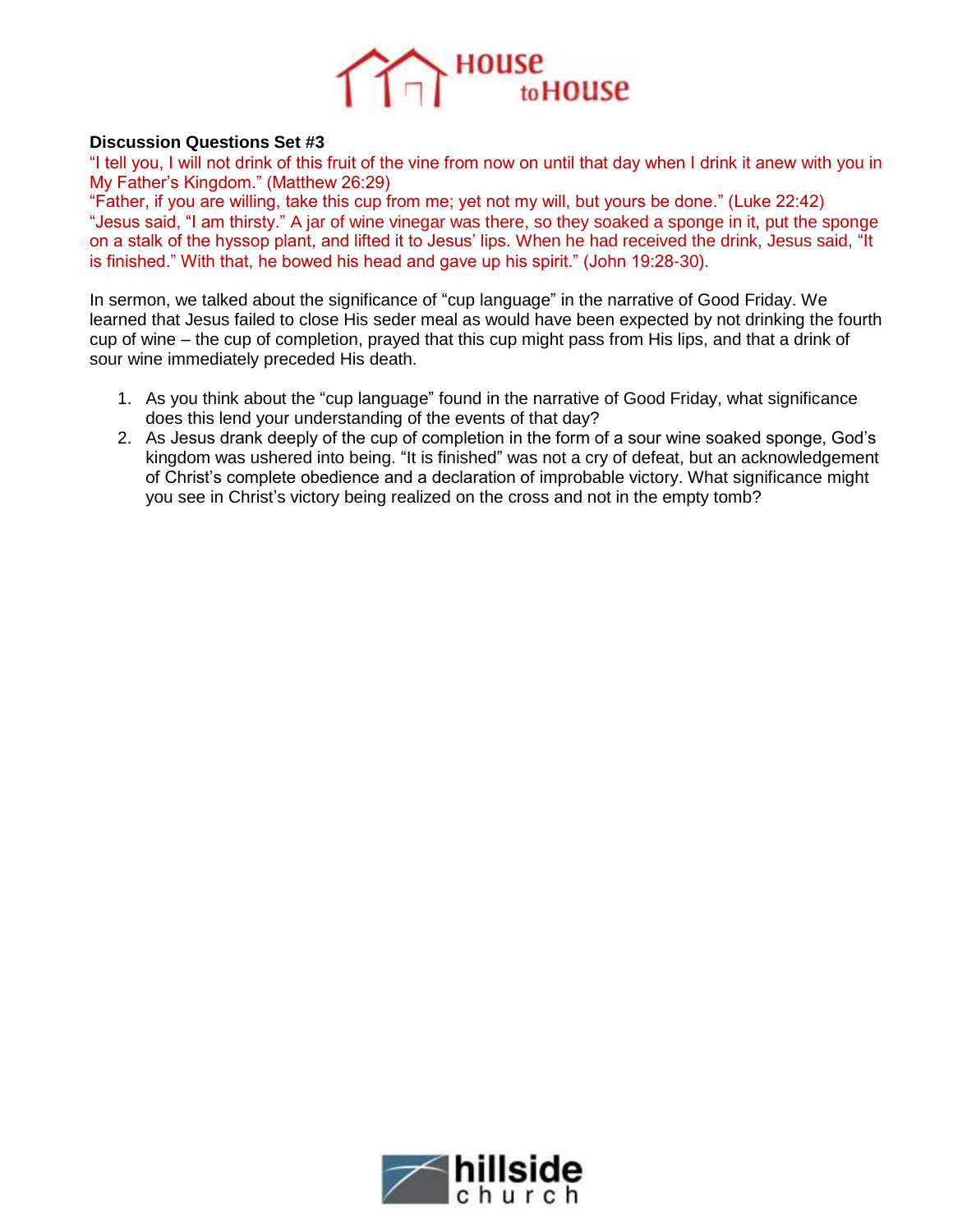**Discussion Questions Set #3**

"I tell you, I will not drink of this fruit of the vine from now on until that day when I drink it anew with you in My Father's Kingdom." (Matthew 26:29)

"Father, if you are willing, take this cup from me; yet not my will, but yours be done." (Luke 22:42)

"Jesus said, "I am thirsty." A jar of wine vinegar was there, so they soaked a sponge in it, put the sponge on a stalk of the hyssop plant, and lifted it to Jesus' lips. When he had received the drink, Jesus said, "It is finished." With that, he bowed his head and gave up his spirit." (John 19:28-30).

In sermon, we talked about the significance of "cup language" in the narrative of Good Friday. We learned that Jesus failed to close His seder meal as would have been expected by not drinking the fourth cup of wine – the cup of completion, prayed that this cup might pass from His lips, and that a drink of sour wine immediately preceded His death.

1. As you think about the "cup language" found in the narrative of Good Friday, what significance does this lend your understanding of the events of that day?
2. As Jesus drank deeply of the cup of completion in the form of a sour wine soaked sponge, God's kingdom was ushered into being. "It is finished" was not a cry of defeat, but an acknowledgement of Christ's complete obedience and a declaration of improbable victory. What significance might you see in Christ's victory being realized on the cross and not in the empty tomb?